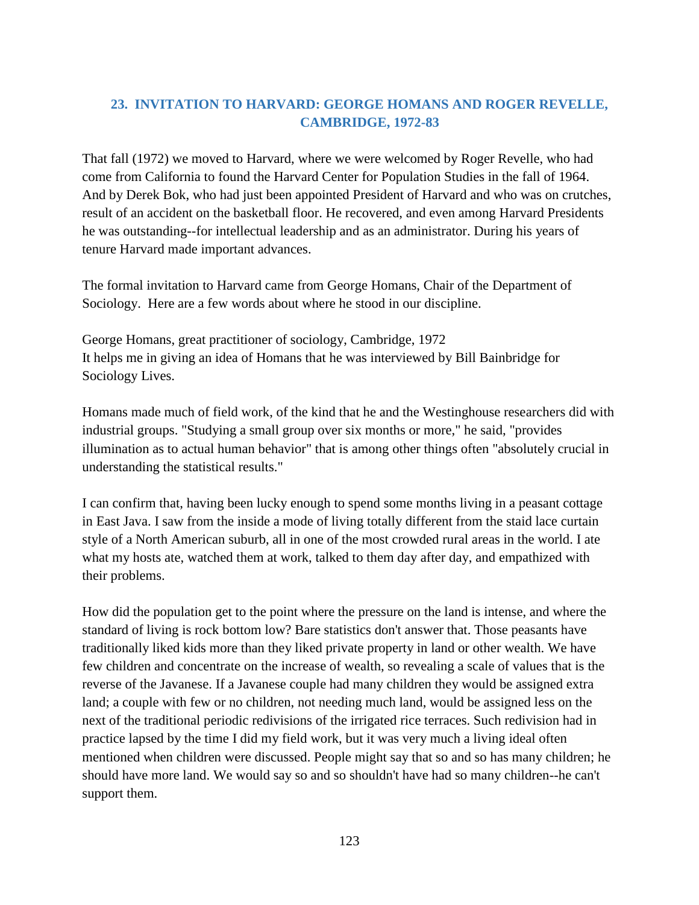## 23. INVITATION TO HARVARD: GEORGE HOMANS AND ROGER REVELLE, CAMBRIDGE, 1972-83

That fall (1972) we moved to Harvard, where we were welcomed by Roger Revelle, who had come from California to found the Harvard Center for Population Studies in the fall of 1964. And by Derek Bok, who had just been appointed President of Harvard and who was on crutches, result of an accident on the basketball floor. He recovered, and even among Harvard Presidents he was outstanding--for intellectual leadership and as an administrator. During his years of tenure Harvard made important advances.

The formal invitation to Harvard came from George Homans, Chair of the Department of Sociology. Here are a few words about where he stood in our discipline.

George Homans, great practitioner of sociology, Cambridge, 1972
It helps me in giving an idea of Homans that he was interviewed by Bill Bainbridge for Sociology Lives.

Homans made much of field work, of the kind that he and the Westinghouse researchers did with industrial groups. "Studying a small group over six months or more," he said, "provides illumination as to actual human behavior" that is among other things often "absolutely crucial in understanding the statistical results."

I can confirm that, having been lucky enough to spend some months living in a peasant cottage in East Java. I saw from the inside a mode of living totally different from the staid lace curtain style of a North American suburb, all in one of the most crowded rural areas in the world. I ate what my hosts ate, watched them at work, talked to them day after day, and empathized with their problems.

How did the population get to the point where the pressure on the land is intense, and where the standard of living is rock bottom low? Bare statistics don't answer that. Those peasants have traditionally liked kids more than they liked private property in land or other wealth. We have few children and concentrate on the increase of wealth, so revealing a scale of values that is the reverse of the Javanese. If a Javanese couple had many children they would be assigned extra land; a couple with few or no children, not needing much land, would be assigned less on the next of the traditional periodic redivisions of the irrigated rice terraces. Such redivision had in practice lapsed by the time I did my field work, but it was very much a living ideal often mentioned when children were discussed. People might say that so and so has many children; he should have more land. We would say so and so shouldn't have had so many children--he can't support them.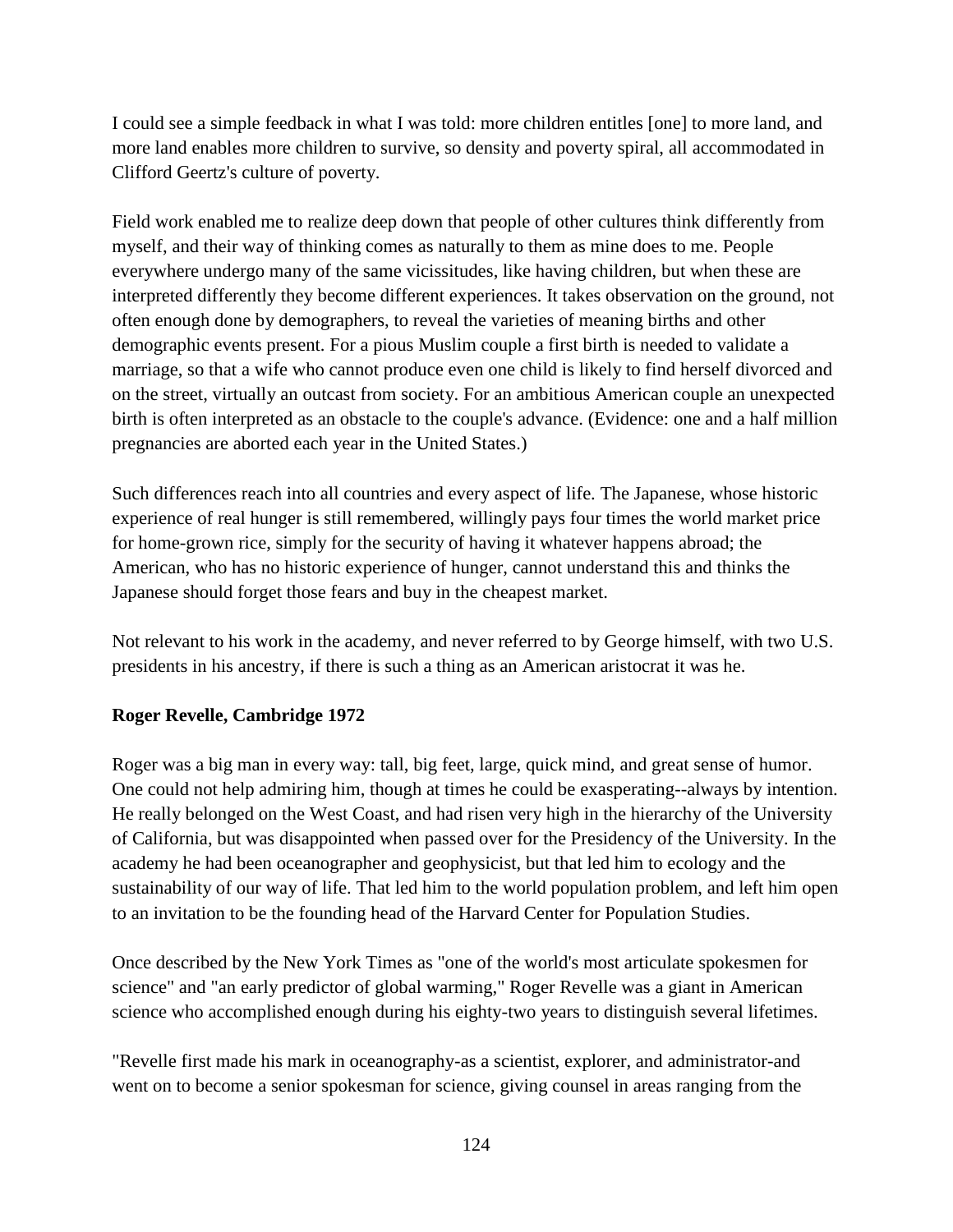I could see a simple feedback in what I was told: more children entitles [one] to more land, and more land enables more children to survive, so density and poverty spiral, all accommodated in Clifford Geertz's culture of poverty.

Field work enabled me to realize deep down that people of other cultures think differently from myself, and their way of thinking comes as naturally to them as mine does to me. People everywhere undergo many of the same vicissitudes, like having children, but when these are interpreted differently they become different experiences. It takes observation on the ground, not often enough done by demographers, to reveal the varieties of meaning births and other demographic events present. For a pious Muslim couple a first birth is needed to validate a marriage, so that a wife who cannot produce even one child is likely to find herself divorced and on the street, virtually an outcast from society. For an ambitious American couple an unexpected birth is often interpreted as an obstacle to the couple's advance. (Evidence: one and a half million pregnancies are aborted each year in the United States.)

Such differences reach into all countries and every aspect of life. The Japanese, whose historic experience of real hunger is still remembered, willingly pays four times the world market price for home-grown rice, simply for the security of having it whatever happens abroad; the American, who has no historic experience of hunger, cannot understand this and thinks the Japanese should forget those fears and buy in the cheapest market.

Not relevant to his work in the academy, and never referred to by George himself, with two U.S. presidents in his ancestry, if there is such a thing as an American aristocrat it was he.

**Roger Revelle, Cambridge 1972**

Roger was a big man in every way: tall, big feet, large, quick mind, and great sense of humor. One could not help admiring him, though at times he could be exasperating--always by intention. He really belonged on the West Coast, and had risen very high in the hierarchy of the University of California, but was disappointed when passed over for the Presidency of the University. In the academy he had been oceanographer and geophysicist, but that led him to ecology and the sustainability of our way of life. That led him to the world population problem, and left him open to an invitation to be the founding head of the Harvard Center for Population Studies.

Once described by the New York Times as "one of the world's most articulate spokesmen for science" and "an early predictor of global warming," Roger Revelle was a giant in American science who accomplished enough during his eighty-two years to distinguish several lifetimes.

"Revelle first made his mark in oceanography-as a scientist, explorer, and administrator-and went on to become a senior spokesman for science, giving counsel in areas ranging from the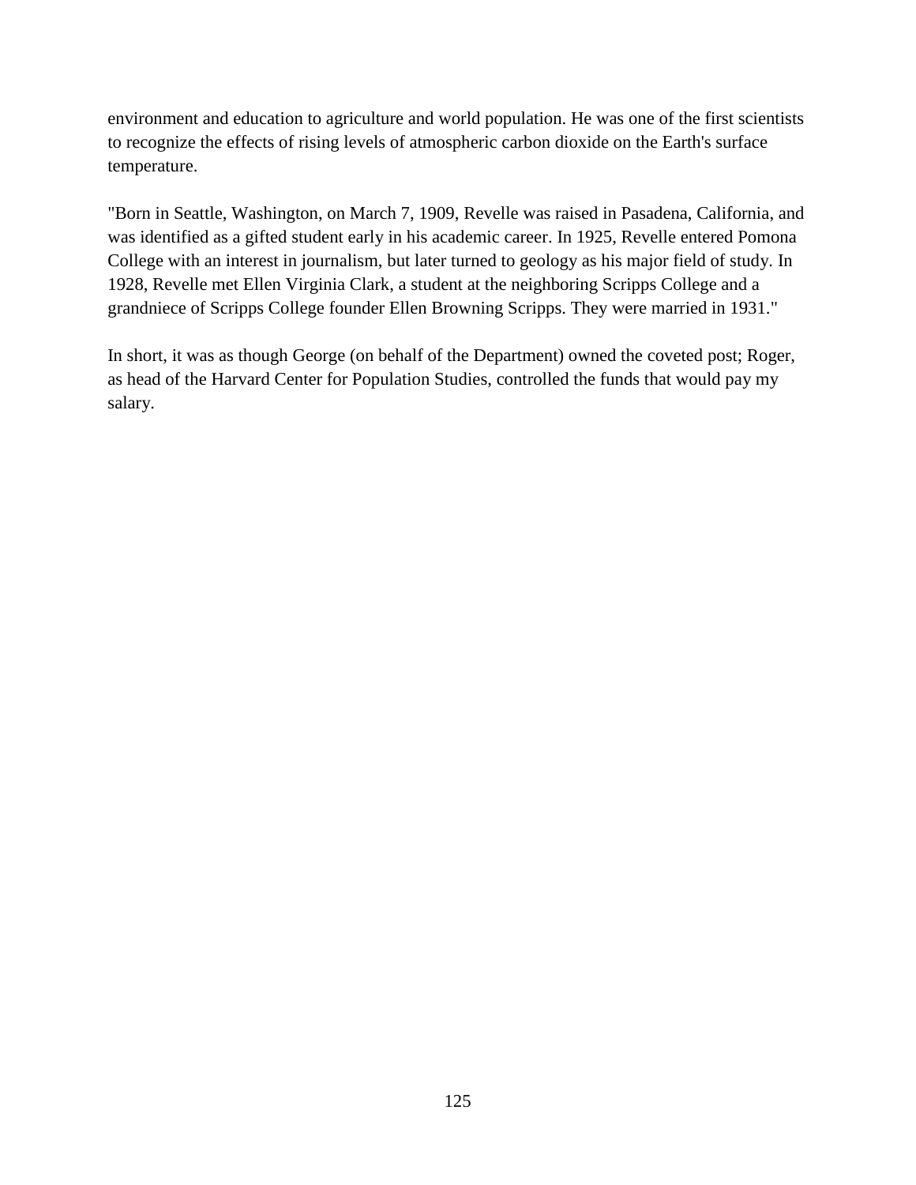environment and education to agriculture and world population. He was one of the first scientists to recognize the effects of rising levels of atmospheric carbon dioxide on the Earth's surface temperature.

"Born in Seattle, Washington, on March 7, 1909, Revelle was raised in Pasadena, California, and was identified as a gifted student early in his academic career. In 1925, Revelle entered Pomona College with an interest in journalism, but later turned to geology as his major field of study. In 1928, Revelle met Ellen Virginia Clark, a student at the neighboring Scripps College and a grandniece of Scripps College founder Ellen Browning Scripps. They were married in 1931."

In short, it was as though George (on behalf of the Department) owned the coveted post; Roger, as head of the Harvard Center for Population Studies, controlled the funds that would pay my salary.